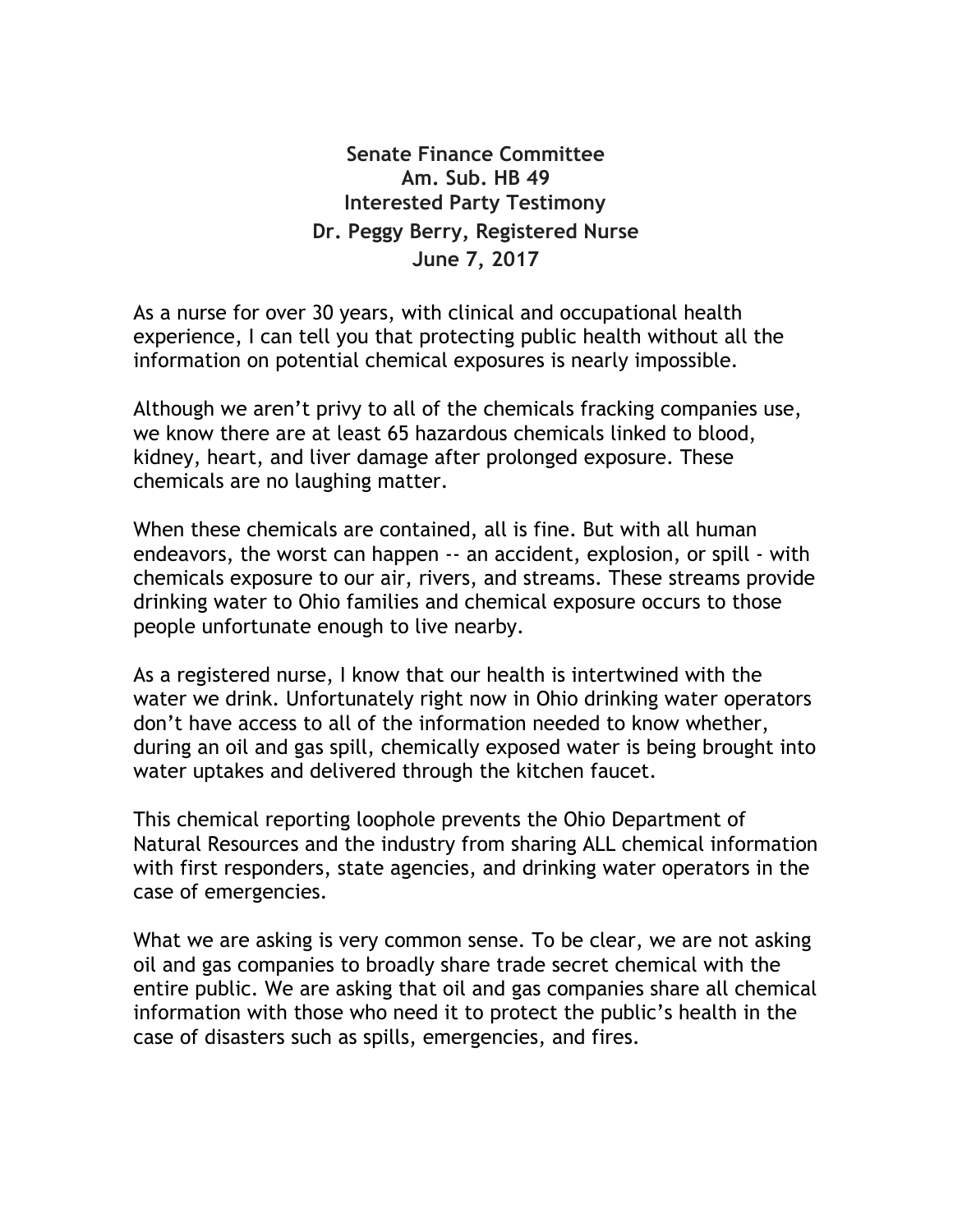**Senate Finance Committee**
**Am. Sub. HB 49**
**Interested Party Testimony**
**Dr. Peggy Berry, Registered Nurse**
**June 7, 2017**

As a nurse for over 30 years, with clinical and occupational health experience, I can tell you that protecting public health without all the information on potential chemical exposures is nearly impossible.

Although we aren't privy to all of the chemicals fracking companies use, we know there are at least 65 hazardous chemicals linked to blood, kidney, heart, and liver damage after prolonged exposure. These chemicals are no laughing matter.

When these chemicals are contained, all is fine. But with all human endeavors, the worst can happen -- an accident, explosion, or spill - with chemicals exposure to our air, rivers, and streams. These streams provide drinking water to Ohio families and chemical exposure occurs to those people unfortunate enough to live nearby.

As a registered nurse, I know that our health is intertwined with the water we drink. Unfortunately right now in Ohio drinking water operators don't have access to all of the information needed to know whether, during an oil and gas spill, chemically exposed water is being brought into water uptakes and delivered through the kitchen faucet.

This chemical reporting loophole prevents the Ohio Department of Natural Resources and the industry from sharing ALL chemical information with first responders, state agencies, and drinking water operators in the case of emergencies.

What we are asking is very common sense. To be clear, we are not asking oil and gas companies to broadly share trade secret chemical with the entire public. We are asking that oil and gas companies share all chemical information with those who need it to protect the public's health in the case of disasters such as spills, emergencies, and fires.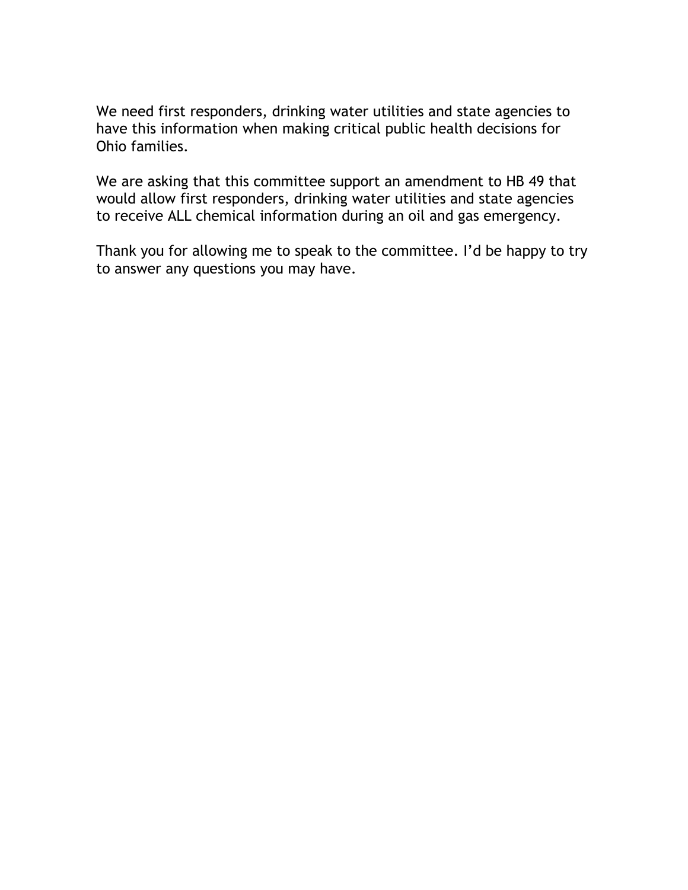We need first responders, drinking water utilities and state agencies to have this information when making critical public health decisions for Ohio families.

We are asking that this committee support an amendment to HB 49 that would allow first responders, drinking water utilities and state agencies to receive ALL chemical information during an oil and gas emergency.

Thank you for allowing me to speak to the committee. I'd be happy to try to answer any questions you may have.